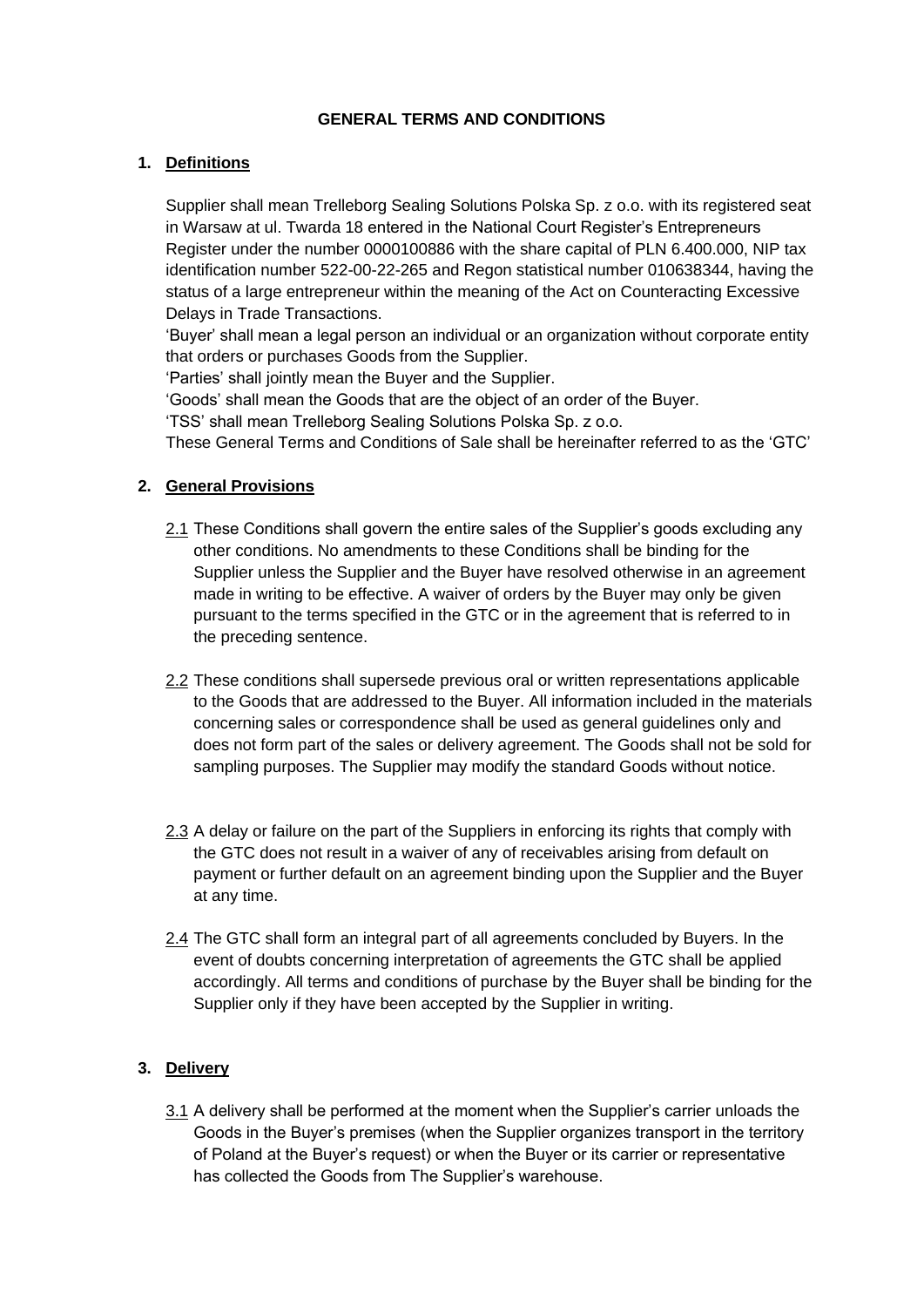# GENERAL TERMS AND CONDITIONS

## 1. Definitions

Supplier shall mean Trelleborg Sealing Solutions Polska Sp. z o.o. with its registered seat in Warsaw at ul. Twarda 18 entered in the National Court Register's Entrepreneurs Register under the number 0000100886 with the share capital of PLN 6.400.000, NIP tax identification number 522-00-22-265 and Regon statistical number 010638344, having the status of a large entrepreneur within the meaning of the Act on Counteracting Excessive Delays in Trade Transactions.

'Buyer' shall mean a legal person an individual or an organization without corporate entity that orders or purchases Goods from the Supplier.

'Parties' shall jointly mean the Buyer and the Supplier.

'Goods' shall mean the Goods that are the object of an order of the Buyer.

'TSS' shall mean Trelleborg Sealing Solutions Polska Sp. z o.o.

These General Terms and Conditions of Sale shall be hereinafter referred to as the 'GTC'

## 2. General Provisions

2.1 These Conditions shall govern the entire sales of the Supplier's goods excluding any other conditions. No amendments to these Conditions shall be binding for the Supplier unless the Supplier and the Buyer have resolved otherwise in an agreement made in writing to be effective. A waiver of orders by the Buyer may only be given pursuant to the terms specified in the GTC or in the agreement that is referred to in the preceding sentence.

2.2 These conditions shall supersede previous oral or written representations applicable to the Goods that are addressed to the Buyer. All information included in the materials concerning sales or correspondence shall be used as general guidelines only and does not form part of the sales or delivery agreement. The Goods shall not be sold for sampling purposes. The Supplier may modify the standard Goods without notice.

2.3 A delay or failure on the part of the Suppliers in enforcing its rights that comply with the GTC does not result in a waiver of any of receivables arising from default on payment or further default on an agreement binding upon the Supplier and the Buyer at any time.

2.4 The GTC shall form an integral part of all agreements concluded by Buyers. In the event of doubts concerning interpretation of agreements the GTC shall be applied accordingly. All terms and conditions of purchase by the Buyer shall be binding for the Supplier only if they have been accepted by the Supplier in writing.

## 3. Delivery

3.1 A delivery shall be performed at the moment when the Supplier's carrier unloads the Goods in the Buyer's premises (when the Supplier organizes transport in the territory of Poland at the Buyer's request) or when the Buyer or its carrier or representative has collected the Goods from The Supplier's warehouse.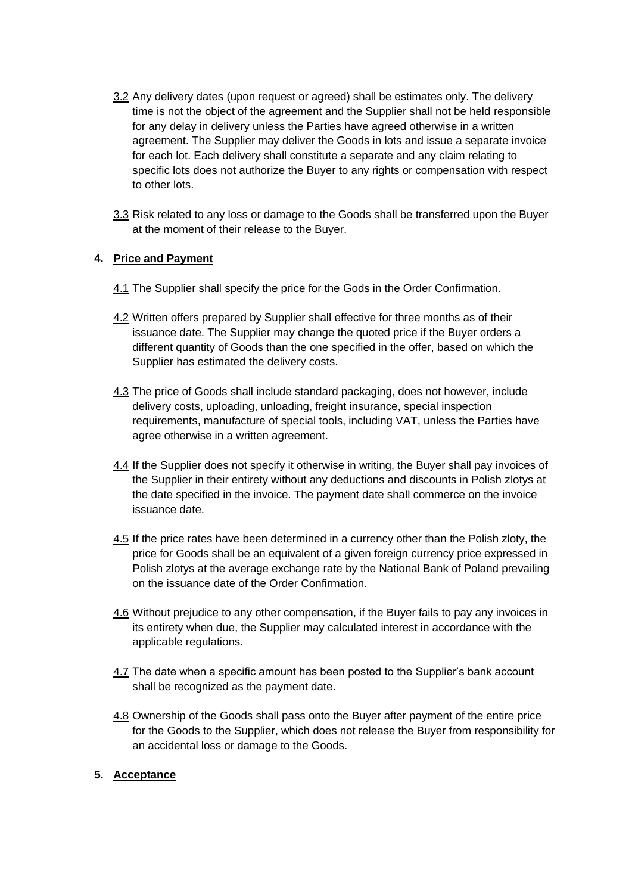3.2 Any delivery dates (upon request or agreed) shall be estimates only. The delivery time is not the object of the agreement and the Supplier shall not be held responsible for any delay in delivery unless the Parties have agreed otherwise in a written agreement. The Supplier may deliver the Goods in lots and issue a separate invoice for each lot. Each delivery shall constitute a separate and any claim relating to specific lots does not authorize the Buyer to any rights or compensation with respect to other lots.

3.3 Risk related to any loss or damage to the Goods shall be transferred upon the Buyer at the moment of their release to the Buyer.

## 4. Price and Payment

4.1 The Supplier shall specify the price for the Gods in the Order Confirmation.

4.2 Written offers prepared by Supplier shall effective for three months as of their issuance date. The Supplier may change the quoted price if the Buyer orders a different quantity of Goods than the one specified in the offer, based on which the Supplier has estimated the delivery costs.

4.3 The price of Goods shall include standard packaging, does not however, include delivery costs, uploading, unloading, freight insurance, special inspection requirements, manufacture of special tools, including VAT, unless the Parties have agree otherwise in a written agreement.

4.4 If the Supplier does not specify it otherwise in writing, the Buyer shall pay invoices of the Supplier in their entirety without any deductions and discounts in Polish zlotys at the date specified in the invoice. The payment date shall commerce on the invoice issuance date.

4.5 If the price rates have been determined in a currency other than the Polish zloty, the price for Goods shall be an equivalent of a given foreign currency price expressed in Polish zlotys at the average exchange rate by the National Bank of Poland prevailing on the issuance date of the Order Confirmation.

4.6 Without prejudice to any other compensation, if the Buyer fails to pay any invoices in its entirety when due, the Supplier may calculated interest in accordance with the applicable regulations.

4.7 The date when a specific amount has been posted to the Supplier's bank account shall be recognized as the payment date.

4.8 Ownership of the Goods shall pass onto the Buyer after payment of the entire price for the Goods to the Supplier, which does not release the Buyer from responsibility for an accidental loss or damage to the Goods.

## 5. Acceptance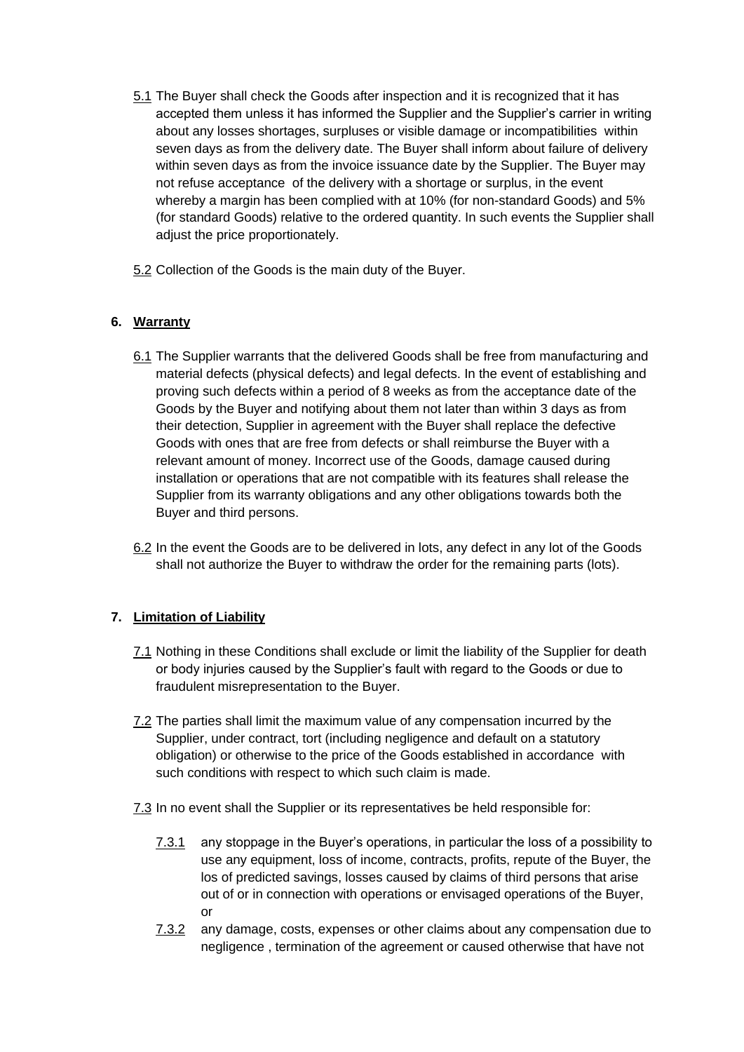5.1 The Buyer shall check the Goods after inspection and it is recognized that it has accepted them unless it has informed the Supplier and the Supplier's carrier in writing about any losses shortages, surpluses or visible damage or incompatibilities within seven days as from the delivery date. The Buyer shall inform about failure of delivery within seven days as from the invoice issuance date by the Supplier. The Buyer may not refuse acceptance of the delivery with a shortage or surplus, in the event whereby a margin has been complied with at 10% (for non-standard Goods) and 5% (for standard Goods) relative to the ordered quantity. In such events the Supplier shall adjust the price proportionately.

5.2 Collection of the Goods is the main duty of the Buyer.

## 6. Warranty

6.1 The Supplier warrants that the delivered Goods shall be free from manufacturing and material defects (physical defects) and legal defects. In the event of establishing and proving such defects within a period of 8 weeks as from the acceptance date of the Goods by the Buyer and notifying about them not later than within 3 days as from their detection, Supplier in agreement with the Buyer shall replace the defective Goods with ones that are free from defects or shall reimburse the Buyer with a relevant amount of money. Incorrect use of the Goods, damage caused during installation or operations that are not compatible with its features shall release the Supplier from its warranty obligations and any other obligations towards both the Buyer and third persons.

6.2 In the event the Goods are to be delivered in lots, any defect in any lot of the Goods shall not authorize the Buyer to withdraw the order for the remaining parts (lots).

## 7. Limitation of Liability

7.1 Nothing in these Conditions shall exclude or limit the liability of the Supplier for death or body injuries caused by the Supplier's fault with regard to the Goods or due to fraudulent misrepresentation to the Buyer.

7.2 The parties shall limit the maximum value of any compensation incurred by the Supplier, under contract, tort (including negligence and default on a statutory obligation) or otherwise to the price of the Goods established in accordance with such conditions with respect to which such claim is made.

7.3 In no event shall the Supplier or its representatives be held responsible for:

7.3.1 any stoppage in the Buyer's operations, in particular the loss of a possibility to use any equipment, loss of income, contracts, profits, repute of the Buyer, the los of predicted savings, losses caused by claims of third persons that arise out of or in connection with operations or envisaged operations of the Buyer, or

7.3.2 any damage, costs, expenses or other claims about any compensation due to negligence , termination of the agreement or caused otherwise that have not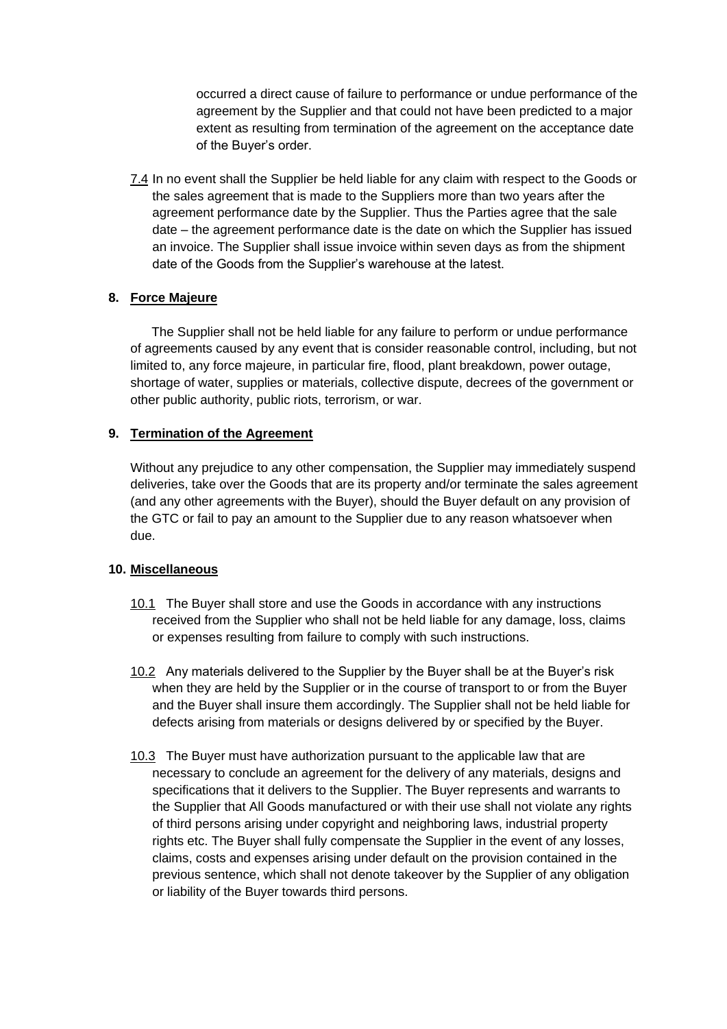occurred a direct cause of failure to performance or undue performance of the agreement by the Supplier and that could not have been predicted to a major extent as resulting from termination of the agreement on the acceptance date of the Buyer's order.

7.4 In no event shall the Supplier be held liable for any claim with respect to the Goods or the sales agreement that is made to the Suppliers more than two years after the agreement performance date by the Supplier. Thus the Parties agree that the sale date – the agreement performance date is the date on which the Supplier has issued an invoice. The Supplier shall issue invoice within seven days as from the shipment date of the Goods from the Supplier's warehouse at the latest.

## 8. Force Majeure

The Supplier shall not be held liable for any failure to perform or undue performance of agreements caused by any event that is consider reasonable control, including, but not limited to, any force majeure, in particular fire, flood, plant breakdown, power outage, shortage of water, supplies or materials, collective dispute, decrees of the government or other public authority, public riots, terrorism, or war.

## 9. Termination of the Agreement

Without any prejudice to any other compensation, the Supplier may immediately suspend deliveries, take over the Goods that are its property and/or terminate the sales agreement (and any other agreements with the Buyer), should the Buyer default on any provision of the GTC or fail to pay an amount to the Supplier due to any reason whatsoever when due.

## 10. Miscellaneous

10.1 The Buyer shall store and use the Goods in accordance with any instructions received from the Supplier who shall not be held liable for any damage, loss, claims or expenses resulting from failure to comply with such instructions.

10.2 Any materials delivered to the Supplier by the Buyer shall be at the Buyer's risk when they are held by the Supplier or in the course of transport to or from the Buyer and the Buyer shall insure them accordingly. The Supplier shall not be held liable for defects arising from materials or designs delivered by or specified by the Buyer.

10.3 The Buyer must have authorization pursuant to the applicable law that are necessary to conclude an agreement for the delivery of any materials, designs and specifications that it delivers to the Supplier. The Buyer represents and warrants to the Supplier that All Goods manufactured or with their use shall not violate any rights of third persons arising under copyright and neighboring laws, industrial property rights etc. The Buyer shall fully compensate the Supplier in the event of any losses, claims, costs and expenses arising under default on the provision contained in the previous sentence, which shall not denote takeover by the Supplier of any obligation or liability of the Buyer towards third persons.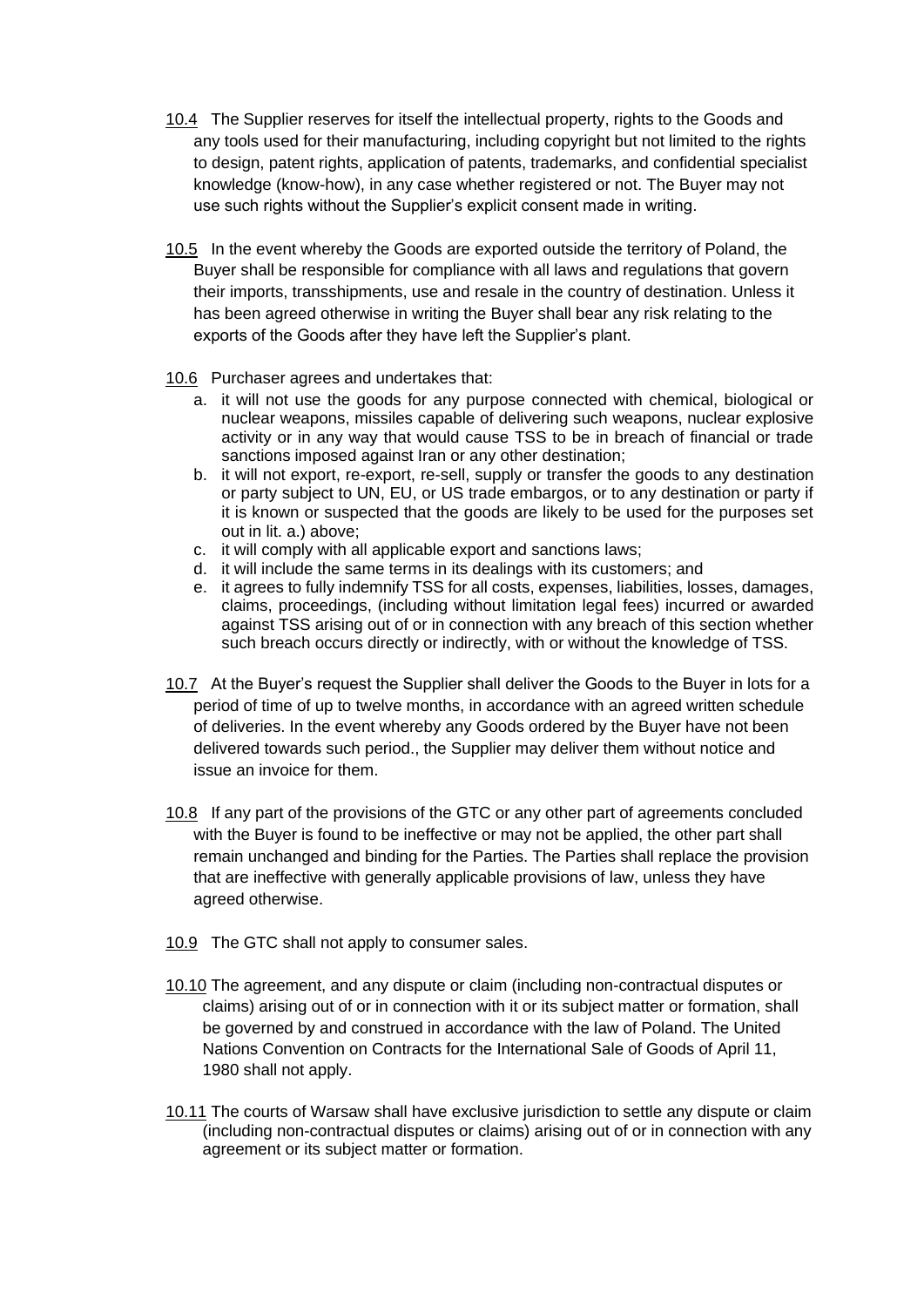10.4 The Supplier reserves for itself the intellectual property, rights to the Goods and any tools used for their manufacturing, including copyright but not limited to the rights to design, patent rights, application of patents, trademarks, and confidential specialist knowledge (know-how), in any case whether registered or not. The Buyer may not use such rights without the Supplier's explicit consent made in writing.

10.5 In the event whereby the Goods are exported outside the territory of Poland, the Buyer shall be responsible for compliance with all laws and regulations that govern their imports, transshipments, use and resale in the country of destination. Unless it has been agreed otherwise in writing the Buyer shall bear any risk relating to the exports of the Goods after they have left the Supplier's plant.

10.6 Purchaser agrees and undertakes that:

a. it will not use the goods for any purpose connected with chemical, biological or nuclear weapons, missiles capable of delivering such weapons, nuclear explosive activity or in any way that would cause TSS to be in breach of financial or trade sanctions imposed against Iran or any other destination;
b. it will not export, re-export, re-sell, supply or transfer the goods to any destination or party subject to UN, EU, or US trade embargos, or to any destination or party if it is known or suspected that the goods are likely to be used for the purposes set out in lit. a.) above;
c. it will comply with all applicable export and sanctions laws;
d. it will include the same terms in its dealings with its customers; and
e. it agrees to fully indemnify TSS for all costs, expenses, liabilities, losses, damages, claims, proceedings, (including without limitation legal fees) incurred or awarded against TSS arising out of or in connection with any breach of this section whether such breach occurs directly or indirectly, with or without the knowledge of TSS.

10.7 At the Buyer's request the Supplier shall deliver the Goods to the Buyer in lots for a period of time of up to twelve months, in accordance with an agreed written schedule of deliveries. In the event whereby any Goods ordered by the Buyer have not been delivered towards such period., the Supplier may deliver them without notice and issue an invoice for them.

10.8 If any part of the provisions of the GTC or any other part of agreements concluded with the Buyer is found to be ineffective or may not be applied, the other part shall remain unchanged and binding for the Parties. The Parties shall replace the provision that are ineffective with generally applicable provisions of law, unless they have agreed otherwise.

10.9 The GTC shall not apply to consumer sales.

10.10 The agreement, and any dispute or claim (including non-contractual disputes or claims) arising out of or in connection with it or its subject matter or formation, shall be governed by and construed in accordance with the law of Poland. The United Nations Convention on Contracts for the International Sale of Goods of April 11, 1980 shall not apply.

10.11 The courts of Warsaw shall have exclusive jurisdiction to settle any dispute or claim (including non-contractual disputes or claims) arising out of or in connection with any agreement or its subject matter or formation.